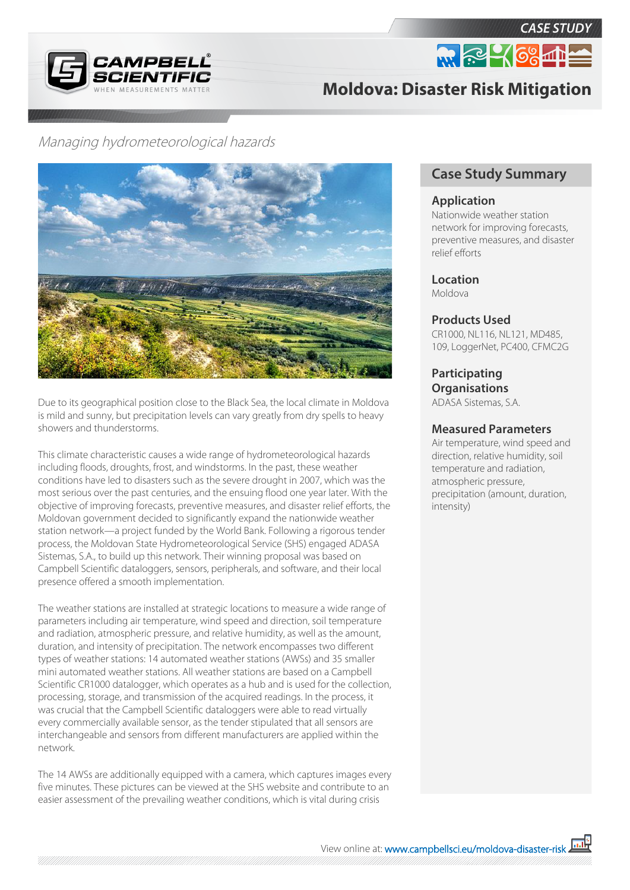CASE STUDY

# Moldova: Disaster Risk Mitigation

*Managing hydrometeorological hazards*

Due to its geographical position close to the Black Sea, the local climate in Moldova is mild and sunny, but precipitation levels can vary greatly from dry spells to heavy showers and thunderstorms.

This climate characteristic causes a wide range of hydrometeorological hazards including floods, droughts, frost, and windstorms. In the past, these weather conditions have led to disasters such as the severe drought in 2007, which was the most serious over the past centuries, and the ensuing flood one year later. With the objective of improving forecasts, preventive measures, and disaster relief efforts, the Moldovan government decided to significantly expand the nationwide weather station network—a project funded by the World Bank. Following a rigorous tender process, the Moldovan State Hydrometeorological Service (SHS) engaged ADASA Sistemas, S.A., to build up this network. Their winning proposal was based on Campbell Scientific dataloggers, sensors, peripherals, and software, and their local presence offered a smooth implementation.

The weather stations are installed at strategic locations to measure a wide range of parameters including air temperature, wind speed and direction, soil temperature and radiation, atmospheric pressure, and relative humidity, as well as the amount, duration, and intensity of precipitation. The network encompasses two different types of weather stations: 14 automated weather stations (AWSs) and 35 smaller mini automated weather stations. All weather stations are based on a Campbell Scientific CR1000 datalogger, which operates as a hub and is used for the collection, processing, storage, and transmission of the acquired readings. In the process, it was crucial that the Campbell Scientific dataloggers were able to read virtually every commercially available sensor, as the tender stipulated that all sensors are interchangeable and sensors from different manufacturers are applied within the network.

The 14 AWSs are additionally equipped with a camera, which captures images every five minutes. These pictures can be viewed at the SHS website and contribute to an easier assessment of the prevailing weather conditions, which is vital during crisis

## Case Study Summary

### Application
Nationwide weather station network for improving forecasts, preventive measures, and disaster relief efforts

### Location
Moldova

### Products Used
CR1000, NL116, NL121, MD485, 109, LoggerNet, PC400, CFMC2G

### Participating Organisations
ADASA Sistemas, S.A.

### Measured Parameters
Air temperature, wind speed and direction, relative humidity, soil temperature and radiation, atmospheric pressure, precipitation (amount, duration, intensity)

View online at: www.campbellsci.eu/moldova-disaster-risk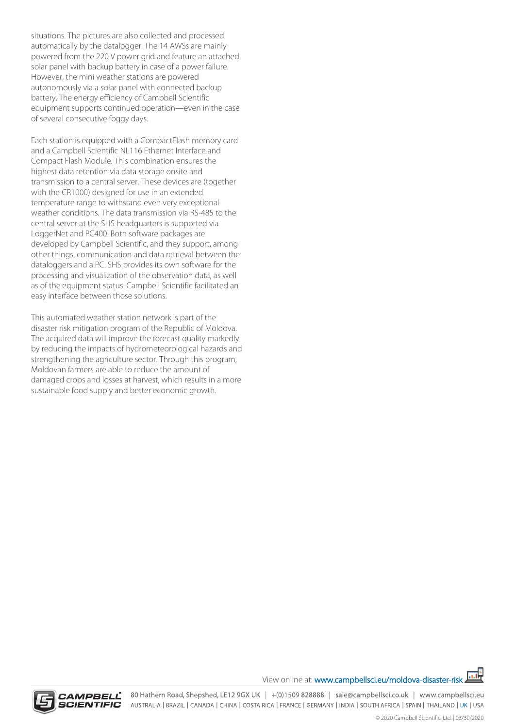situations. The pictures are also collected and processed automatically by the datalogger. The 14 AWSs are mainly powered from the 220 V power grid and feature an attached solar panel with backup battery in case of a power failure. However, the mini weather stations are powered autonomously via a solar panel with connected backup battery. The energy efficiency of Campbell Scientific equipment supports continued operation—even in the case of several consecutive foggy days.

Each station is equipped with a CompactFlash memory card and a Campbell Scientific NL116 Ethernet Interface and Compact Flash Module. This combination ensures the highest data retention via data storage onsite and transmission to a central server. These devices are (together with the CR1000) designed for use in an extended temperature range to withstand even very exceptional weather conditions. The data transmission via RS-485 to the central server at the SHS headquarters is supported via LoggerNet and PC400. Both software packages are developed by Campbell Scientific, and they support, among other things, communication and data retrieval between the dataloggers and a PC. SHS provides its own software for the processing and visualization of the observation data, as well as of the equipment status. Campbell Scientific facilitated an easy interface between those solutions.

This automated weather station network is part of the disaster risk mitigation program of the Republic of Moldova. The acquired data will improve the forecast quality markedly by reducing the impacts of hydrometeorological hazards and strengthening the agriculture sector. Through this program, Moldovan farmers are able to reduce the amount of damaged crops and losses at harvest, which results in a more sustainable food supply and better economic growth.

View online at: www.campbellsci.eu/moldova-disaster-risk

CAMPBELL SCIENTIFIC

80 Hathern Road, Shepshed, LE12 9GX UK | +(0)1509 828888 | sale@campbellsci.co.uk | www.campbellsci.eu

AUSTRALIA | BRAZIL | CANADA | CHINA | COSTA RICA | FRANCE | GERMANY | INDIA | SOUTH AFRICA | SPAIN | THAILAND | UK | USA

© 2020 Campbell Scientific, Ltd. | 03/30/2020